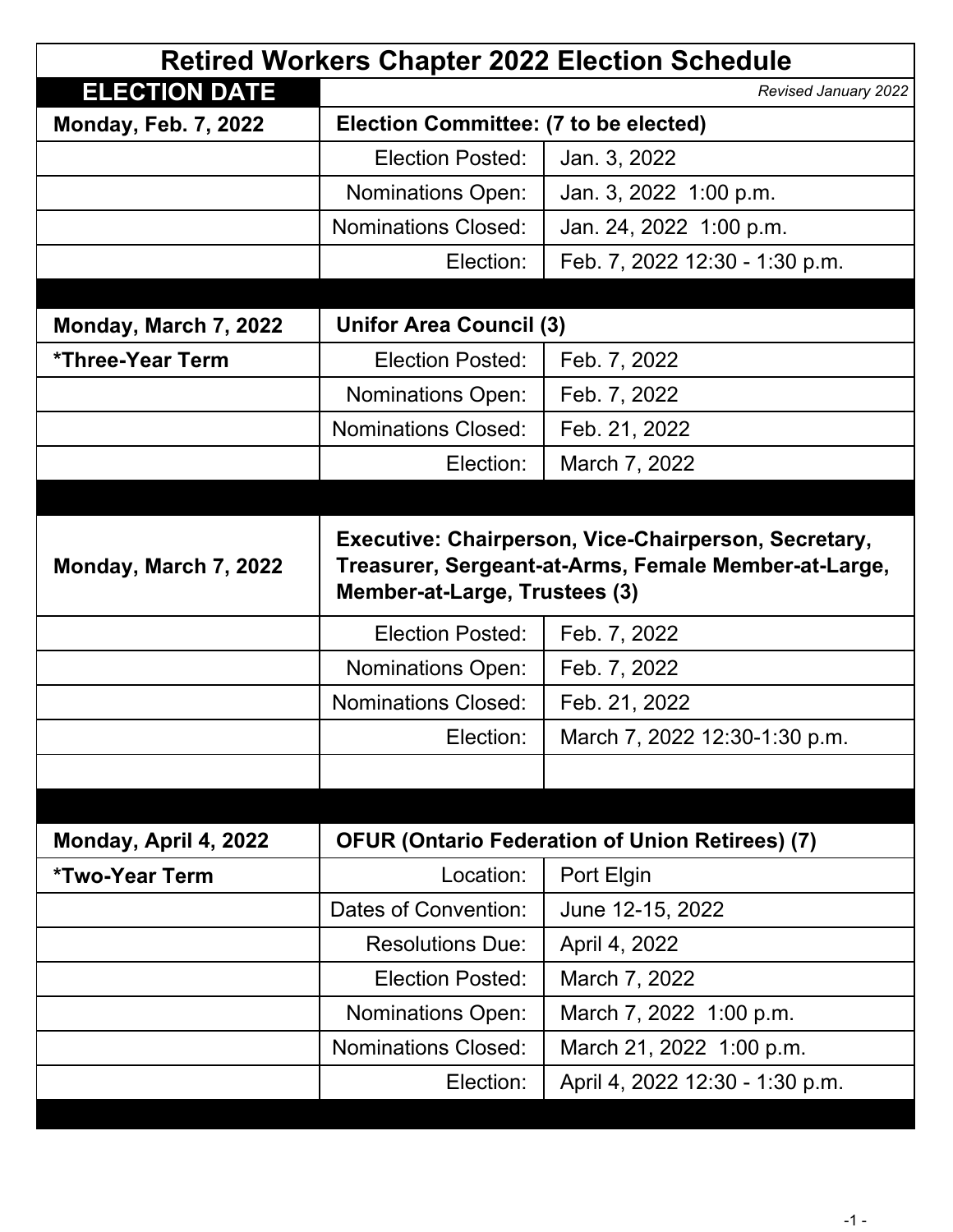# Retired Workers Chapter 2022 Election Schedule

| ELECTION DATE | *Revised January 2022* | |
|---|---|---|
| **Monday, Feb. 7, 2022** | **Election Committee: (7 to be elected)** | |
| | Election Posted: | Jan. 3, 2022 |
| | Nominations Open: | Jan. 3, 2022 1:00 p.m. |
| | Nominations Closed: | Jan. 24, 2022 1:00 p.m. |
| | Election: | Feb. 7, 2022 12:30 - 1:30 p.m. |
| | | |
| **Monday, March 7, 2022** | **Unifor Area Council (3)** | |
| **\*Three-Year Term** | Election Posted: | Feb. 7, 2022 |
| | Nominations Open: | Feb. 7, 2022 |
| | Nominations Closed: | Feb. 21, 2022 |
| | Election: | March 7, 2022 |
| | | |
| **Monday, March 7, 2022** | **Executive: Chairperson, Vice-Chairperson, Secretary, Treasurer, Sergeant-at-Arms, Female Member-at-Large, Member-at-Large, Trustees (3)** | |
| | Election Posted: | Feb. 7, 2022 |
| | Nominations Open: | Feb. 7, 2022 |
| | Nominations Closed: | Feb. 21, 2022 |
| | Election: | March 7, 2022 12:30-1:30 p.m. |
| | | |
| | | |
| **Monday, April 4, 2022** | **OFUR (Ontario Federation of Union Retirees) (7)** | |
| **\*Two-Year Term** | Location: | Port Elgin |
| | Dates of Convention: | June 12-15, 2022 |
| | Resolutions Due: | April 4, 2022 |
| | Election Posted: | March 7, 2022 |
| | Nominations Open: | March 7, 2022 1:00 p.m. |
| | Nominations Closed: | March 21, 2022 1:00 p.m. |
| | Election: | April 4, 2022 12:30 - 1:30 p.m. |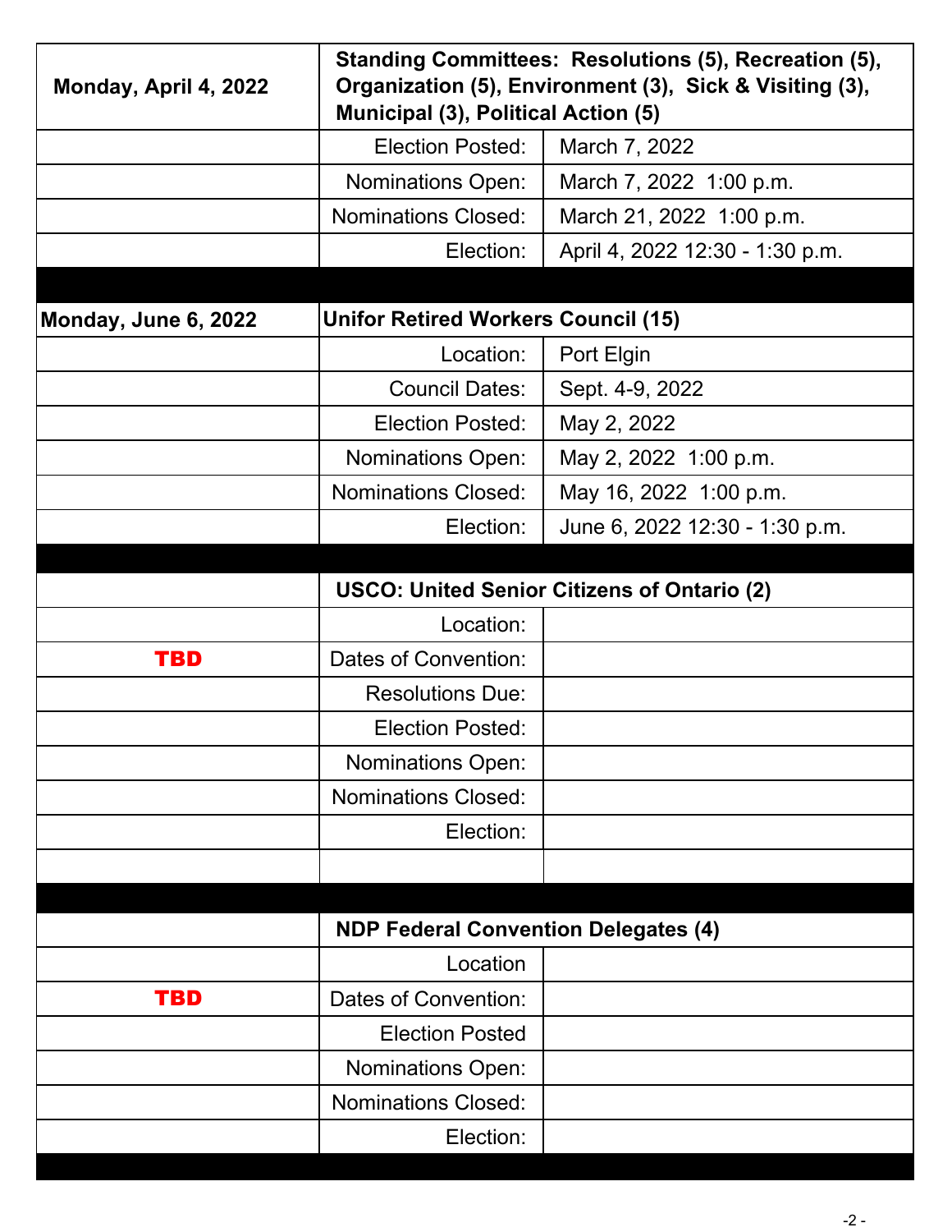| | | |
|---|---|---|
| **Monday, April 4, 2022** | **Standing Committees: Resolutions (5), Recreation (5), Organization (5), Environment (3), Sick & Visiting (3), Municipal (3), Political Action (5)** | |
| | Election Posted: | March 7, 2022 |
| | Nominations Open: | March 7, 2022 1:00 p.m. |
| | Nominations Closed: | March 21, 2022 1:00 p.m. |
| | Election: | April 4, 2022 12:30 - 1:30 p.m. |
| | | |
| **Monday, June 6, 2022** | **Unifor Retired Workers Council (15)** | |
| | Location: | Port Elgin |
| | Council Dates: | Sept. 4-9, 2022 |
| | Election Posted: | May 2, 2022 |
| | Nominations Open: | May 2, 2022 1:00 p.m. |
| | Nominations Closed: | May 16, 2022 1:00 p.m. |
| | Election: | June 6, 2022 12:30 - 1:30 p.m. |
| | | |
| | **USCO: United Senior Citizens of Ontario (2)** | |
| | Location: | |
| **TBD** | Dates of Convention: | |
| | Resolutions Due: | |
| | Election Posted: | |
| | Nominations Open: | |
| | Nominations Closed: | |
| | Election: | |
| | | |
| | | |
| | **NDP Federal Convention Delegates (4)** | |
| | Location | |
| **TBD** | Dates of Convention: | |
| | Election Posted | |
| | Nominations Open: | |
| | Nominations Closed: | |
| | Election: | |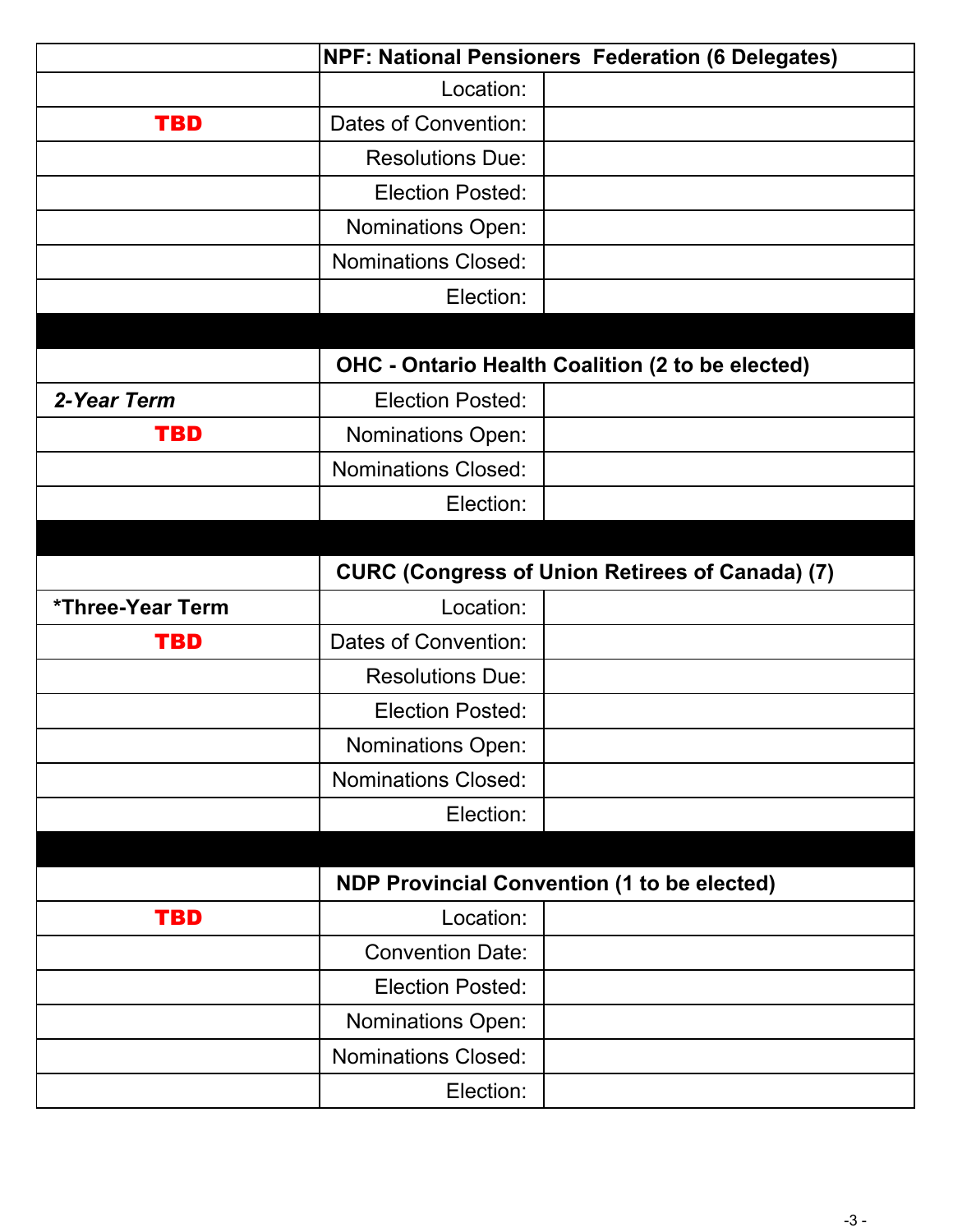| | | |
|---|---|---|
| | **NPF: National Pensioners Federation (6 Delegates)** | |
| | Location: | |
| **TBD** | Dates of Convention: | |
| | Resolutions Due: | |
| | Election Posted: | |
| | Nominations Open: | |
| | Nominations Closed: | |
| | Election: | |
| | | |
| | **OHC - Ontario Health Coalition (2 to be elected)** | |
| ***2-Year Term*** | Election Posted: | |
| **TBD** | Nominations Open: | |
| | Nominations Closed: | |
| | Election: | |
| | | |
| | **CURC (Congress of Union Retirees of Canada) (7)** | |
| **\*Three-Year Term** | Location: | |
| **TBD** | Dates of Convention: | |
| | Resolutions Due: | |
| | Election Posted: | |
| | Nominations Open: | |
| | Nominations Closed: | |
| | Election: | |
| | | |
| | **NDP Provincial Convention (1 to be elected)** | |
| **TBD** | Location: | |
| | Convention Date: | |
| | Election Posted: | |
| | Nominations Open: | |
| | Nominations Closed: | |
| | Election: | |